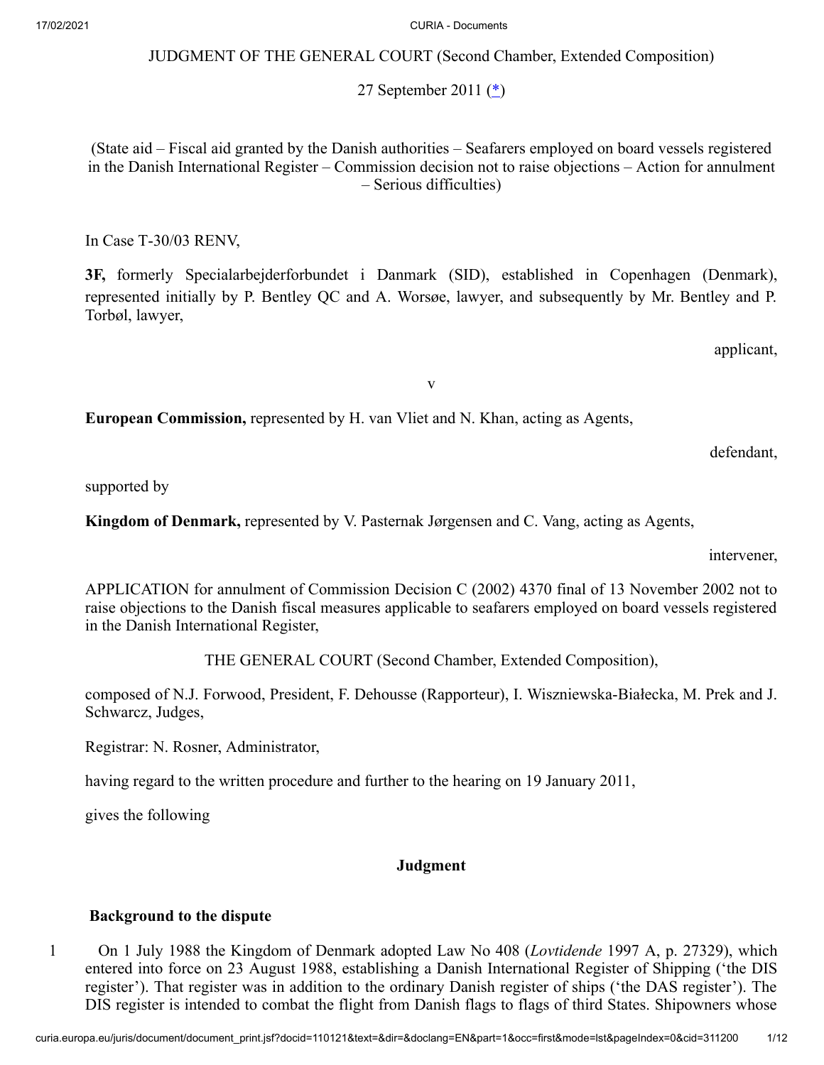JUDGMENT OF THE GENERAL COURT (Second Chamber, Extended Composition)

27 September 2011 (*)

(State aid – Fiscal aid granted by the Danish authorities – Seafarers employed on board vessels registered in the Danish International Register – Commission decision not to raise objections – Action for annulment – Serious difficulties)

In Case T-30/03 RENV,

**3F,** formerly Specialarbejderforbundet i Danmark (SID), established in Copenhagen (Denmark), represented initially by P. Bentley QC and A. Worsøe, lawyer, and subsequently by Mr. Bentley and P. Torbøl, lawyer,

applicant,

v

**European Commission,** represented by H. van Vliet and N. Khan, acting as Agents,

defendant,

supported by

**Kingdom of Denmark,** represented by V. Pasternak Jørgensen and C. Vang, acting as Agents,

intervener,

APPLICATION for annulment of Commission Decision C (2002) 4370 final of 13 November 2002 not to raise objections to the Danish fiscal measures applicable to seafarers employed on board vessels registered in the Danish International Register,

THE GENERAL COURT (Second Chamber, Extended Composition),

composed of N.J. Forwood, President, F. Dehousse (Rapporteur), I. Wiszniewska-Białecka, M. Prek and J. Schwarcz, Judges,

Registrar: N. Rosner, Administrator,

having regard to the written procedure and further to the hearing on 19 January 2011,

gives the following

## Judgment

### Background to the dispute

1 On 1 July 1988 the Kingdom of Denmark adopted Law No 408 (*Lovtidende* 1997 A, p. 27329), which entered into force on 23 August 1988, establishing a Danish International Register of Shipping ('the DIS register'). That register was in addition to the ordinary Danish register of ships ('the DAS register'). The DIS register is intended to combat the flight from Danish flags to flags of third States. Shipowners whose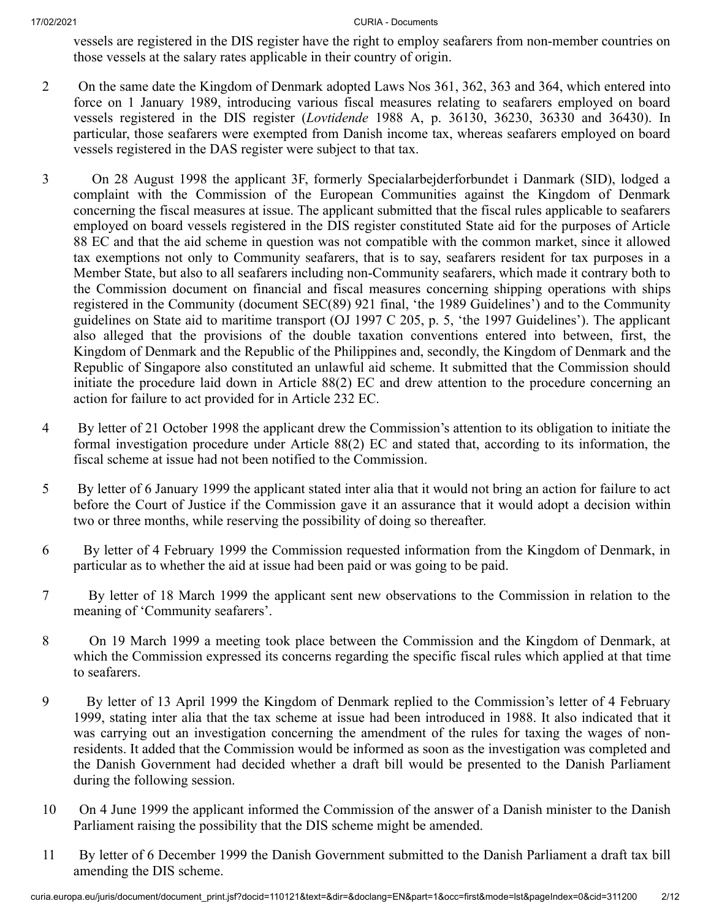vessels are registered in the DIS register have the right to employ seafarers from non-member countries on those vessels at the salary rates applicable in their country of origin.

2 On the same date the Kingdom of Denmark adopted Laws Nos 361, 362, 363 and 364, which entered into force on 1 January 1989, introducing various fiscal measures relating to seafarers employed on board vessels registered in the DIS register (*Lovtidende* 1988 A, p. 36130, 36230, 36330 and 36430). In particular, those seafarers were exempted from Danish income tax, whereas seafarers employed on board vessels registered in the DAS register were subject to that tax.

3 On 28 August 1998 the applicant 3F, formerly Specialarbejderforbundet i Danmark (SID), lodged a complaint with the Commission of the European Communities against the Kingdom of Denmark concerning the fiscal measures at issue. The applicant submitted that the fiscal rules applicable to seafarers employed on board vessels registered in the DIS register constituted State aid for the purposes of Article 88 EC and that the aid scheme in question was not compatible with the common market, since it allowed tax exemptions not only to Community seafarers, that is to say, seafarers resident for tax purposes in a Member State, but also to all seafarers including non-Community seafarers, which made it contrary both to the Commission document on financial and fiscal measures concerning shipping operations with ships registered in the Community (document SEC(89) 921 final, 'the 1989 Guidelines') and to the Community guidelines on State aid to maritime transport (OJ 1997 C 205, p. 5, 'the 1997 Guidelines'). The applicant also alleged that the provisions of the double taxation conventions entered into between, first, the Kingdom of Denmark and the Republic of the Philippines and, secondly, the Kingdom of Denmark and the Republic of Singapore also constituted an unlawful aid scheme. It submitted that the Commission should initiate the procedure laid down in Article 88(2) EC and drew attention to the procedure concerning an action for failure to act provided for in Article 232 EC.

4 By letter of 21 October 1998 the applicant drew the Commission's attention to its obligation to initiate the formal investigation procedure under Article 88(2) EC and stated that, according to its information, the fiscal scheme at issue had not been notified to the Commission.

5 By letter of 6 January 1999 the applicant stated inter alia that it would not bring an action for failure to act before the Court of Justice if the Commission gave it an assurance that it would adopt a decision within two or three months, while reserving the possibility of doing so thereafter.

6 By letter of 4 February 1999 the Commission requested information from the Kingdom of Denmark, in particular as to whether the aid at issue had been paid or was going to be paid.

7 By letter of 18 March 1999 the applicant sent new observations to the Commission in relation to the meaning of 'Community seafarers'.

8 On 19 March 1999 a meeting took place between the Commission and the Kingdom of Denmark, at which the Commission expressed its concerns regarding the specific fiscal rules which applied at that time to seafarers.

9 By letter of 13 April 1999 the Kingdom of Denmark replied to the Commission's letter of 4 February 1999, stating inter alia that the tax scheme at issue had been introduced in 1988. It also indicated that it was carrying out an investigation concerning the amendment of the rules for taxing the wages of non-residents. It added that the Commission would be informed as soon as the investigation was completed and the Danish Government had decided whether a draft bill would be presented to the Danish Parliament during the following session.

10 On 4 June 1999 the applicant informed the Commission of the answer of a Danish minister to the Danish Parliament raising the possibility that the DIS scheme might be amended.

11 By letter of 6 December 1999 the Danish Government submitted to the Danish Parliament a draft tax bill amending the DIS scheme.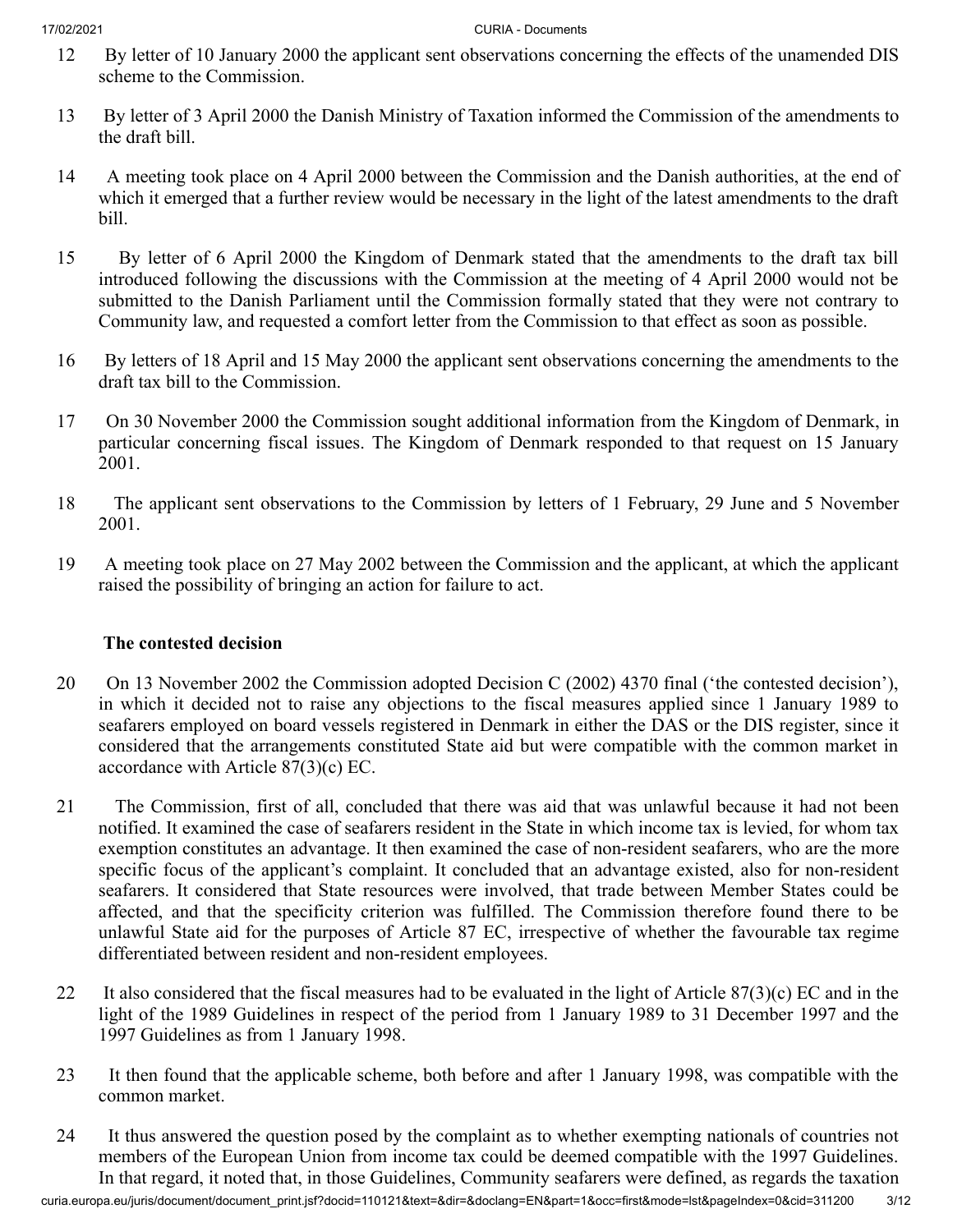12 By letter of 10 January 2000 the applicant sent observations concerning the effects of the unamended DIS scheme to the Commission.

13 By letter of 3 April 2000 the Danish Ministry of Taxation informed the Commission of the amendments to the draft bill.

14 A meeting took place on 4 April 2000 between the Commission and the Danish authorities, at the end of which it emerged that a further review would be necessary in the light of the latest amendments to the draft bill.

15 By letter of 6 April 2000 the Kingdom of Denmark stated that the amendments to the draft tax bill introduced following the discussions with the Commission at the meeting of 4 April 2000 would not be submitted to the Danish Parliament until the Commission formally stated that they were not contrary to Community law, and requested a comfort letter from the Commission to that effect as soon as possible.

16 By letters of 18 April and 15 May 2000 the applicant sent observations concerning the amendments to the draft tax bill to the Commission.

17 On 30 November 2000 the Commission sought additional information from the Kingdom of Denmark, in particular concerning fiscal issues. The Kingdom of Denmark responded to that request on 15 January 2001.

18 The applicant sent observations to the Commission by letters of 1 February, 29 June and 5 November 2001.

19 A meeting took place on 27 May 2002 between the Commission and the applicant, at which the applicant raised the possibility of bringing an action for failure to act.

**The contested decision**

20 On 13 November 2002 the Commission adopted Decision C (2002) 4370 final ('the contested decision'), in which it decided not to raise any objections to the fiscal measures applied since 1 January 1989 to seafarers employed on board vessels registered in Denmark in either the DAS or the DIS register, since it considered that the arrangements constituted State aid but were compatible with the common market in accordance with Article 87(3)(c) EC.

21 The Commission, first of all, concluded that there was aid that was unlawful because it had not been notified. It examined the case of seafarers resident in the State in which income tax is levied, for whom tax exemption constitutes an advantage. It then examined the case of non-resident seafarers, who are the more specific focus of the applicant's complaint. It concluded that an advantage existed, also for non-resident seafarers. It considered that State resources were involved, that trade between Member States could be affected, and that the specificity criterion was fulfilled. The Commission therefore found there to be unlawful State aid for the purposes of Article 87 EC, irrespective of whether the favourable tax regime differentiated between resident and non-resident employees.

22 It also considered that the fiscal measures had to be evaluated in the light of Article 87(3)(c) EC and in the light of the 1989 Guidelines in respect of the period from 1 January 1989 to 31 December 1997 and the 1997 Guidelines as from 1 January 1998.

23 It then found that the applicable scheme, both before and after 1 January 1998, was compatible with the common market.

24 It thus answered the question posed by the complaint as to whether exempting nationals of countries not members of the European Union from income tax could be deemed compatible with the 1997 Guidelines. In that regard, it noted that, in those Guidelines, Community seafarers were defined, as regards the taxation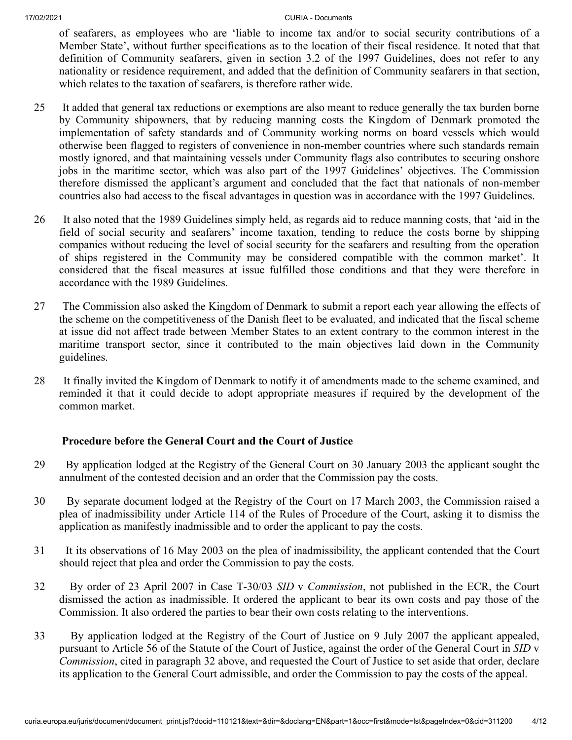of seafarers, as employees who are 'liable to income tax and/or to social security contributions of a Member State', without further specifications as to the location of their fiscal residence. It noted that that definition of Community seafarers, given in section 3.2 of the 1997 Guidelines, does not refer to any nationality or residence requirement, and added that the definition of Community seafarers in that section, which relates to the taxation of seafarers, is therefore rather wide.

25 It added that general tax reductions or exemptions are also meant to reduce generally the tax burden borne by Community shipowners, that by reducing manning costs the Kingdom of Denmark promoted the implementation of safety standards and of Community working norms on board vessels which would otherwise been flagged to registers of convenience in non-member countries where such standards remain mostly ignored, and that maintaining vessels under Community flags also contributes to securing onshore jobs in the maritime sector, which was also part of the 1997 Guidelines' objectives. The Commission therefore dismissed the applicant's argument and concluded that the fact that nationals of non-member countries also had access to the fiscal advantages in question was in accordance with the 1997 Guidelines.

26 It also noted that the 1989 Guidelines simply held, as regards aid to reduce manning costs, that 'aid in the field of social security and seafarers' income taxation, tending to reduce the costs borne by shipping companies without reducing the level of social security for the seafarers and resulting from the operation of ships registered in the Community may be considered compatible with the common market'. It considered that the fiscal measures at issue fulfilled those conditions and that they were therefore in accordance with the 1989 Guidelines.

27 The Commission also asked the Kingdom of Denmark to submit a report each year allowing the effects of the scheme on the competitiveness of the Danish fleet to be evaluated, and indicated that the fiscal scheme at issue did not affect trade between Member States to an extent contrary to the common interest in the maritime transport sector, since it contributed to the main objectives laid down in the Community guidelines.

28 It finally invited the Kingdom of Denmark to notify it of amendments made to the scheme examined, and reminded it that it could decide to adopt appropriate measures if required by the development of the common market.

## Procedure before the General Court and the Court of Justice

29 By application lodged at the Registry of the General Court on 30 January 2003 the applicant sought the annulment of the contested decision and an order that the Commission pay the costs.

30 By separate document lodged at the Registry of the Court on 17 March 2003, the Commission raised a plea of inadmissibility under Article 114 of the Rules of Procedure of the Court, asking it to dismiss the application as manifestly inadmissible and to order the applicant to pay the costs.

31 It its observations of 16 May 2003 on the plea of inadmissibility, the applicant contended that the Court should reject that plea and order the Commission to pay the costs.

32 By order of 23 April 2007 in Case T-30/03 *SID* v *Commission*, not published in the ECR, the Court dismissed the action as inadmissible. It ordered the applicant to bear its own costs and pay those of the Commission. It also ordered the parties to bear their own costs relating to the interventions.

33 By application lodged at the Registry of the Court of Justice on 9 July 2007 the applicant appealed, pursuant to Article 56 of the Statute of the Court of Justice, against the order of the General Court in *SID* v *Commission*, cited in paragraph 32 above, and requested the Court of Justice to set aside that order, declare its application to the General Court admissible, and order the Commission to pay the costs of the appeal.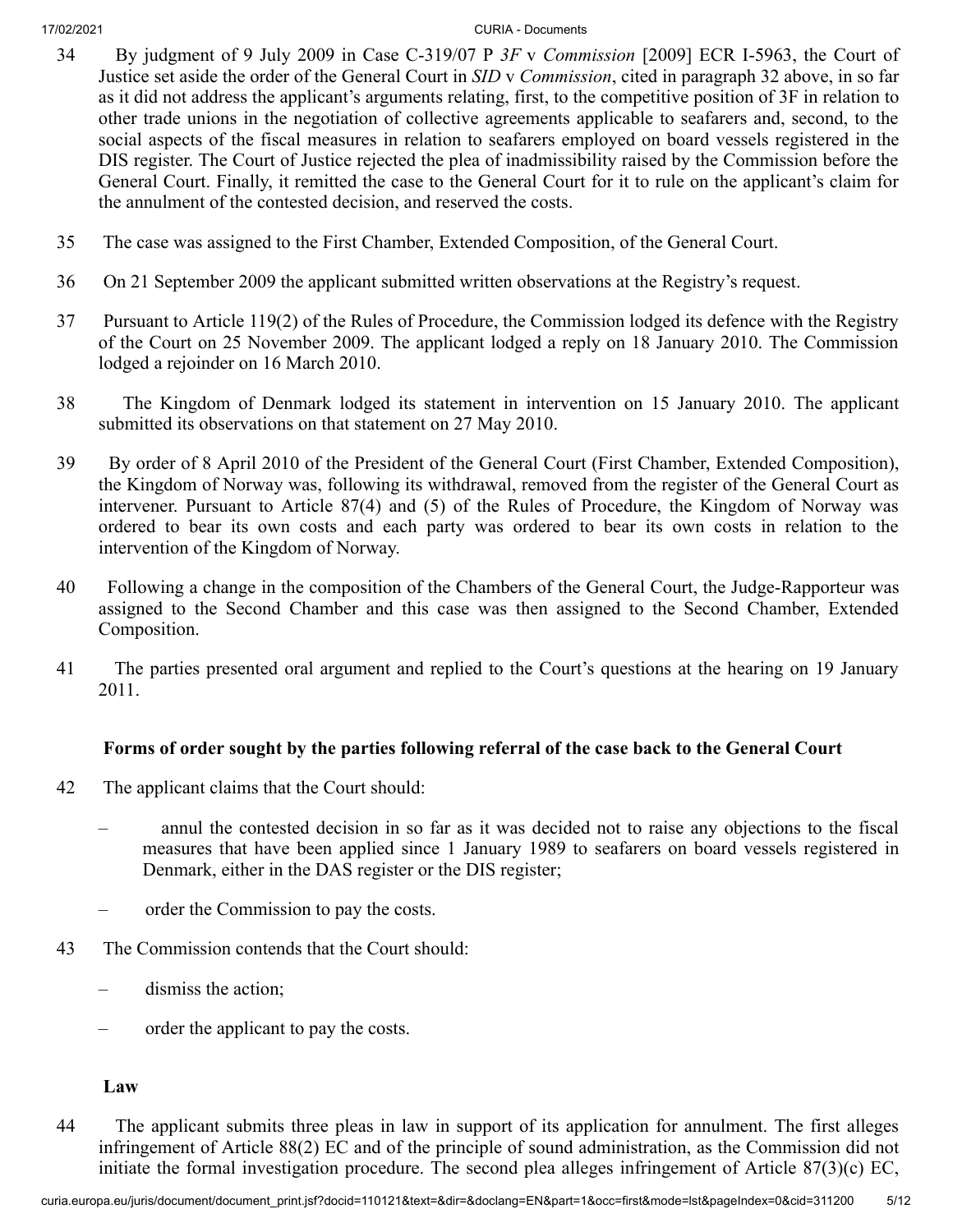34 By judgment of 9 July 2009 in Case C-319/07 P *3F* v *Commission* [2009] ECR I-5963, the Court of Justice set aside the order of the General Court in *SID* v *Commission*, cited in paragraph 32 above, in so far as it did not address the applicant's arguments relating, first, to the competitive position of 3F in relation to other trade unions in the negotiation of collective agreements applicable to seafarers and, second, to the social aspects of the fiscal measures in relation to seafarers employed on board vessels registered in the DIS register. The Court of Justice rejected the plea of inadmissibility raised by the Commission before the General Court. Finally, it remitted the case to the General Court for it to rule on the applicant's claim for the annulment of the contested decision, and reserved the costs.

35 The case was assigned to the First Chamber, Extended Composition, of the General Court.

36 On 21 September 2009 the applicant submitted written observations at the Registry's request.

37 Pursuant to Article 119(2) of the Rules of Procedure, the Commission lodged its defence with the Registry of the Court on 25 November 2009. The applicant lodged a reply on 18 January 2010. The Commission lodged a rejoinder on 16 March 2010.

38 The Kingdom of Denmark lodged its statement in intervention on 15 January 2010. The applicant submitted its observations on that statement on 27 May 2010.

39 By order of 8 April 2010 of the President of the General Court (First Chamber, Extended Composition), the Kingdom of Norway was, following its withdrawal, removed from the register of the General Court as intervener. Pursuant to Article 87(4) and (5) of the Rules of Procedure, the Kingdom of Norway was ordered to bear its own costs and each party was ordered to bear its own costs in relation to the intervention of the Kingdom of Norway.

40 Following a change in the composition of the Chambers of the General Court, the Judge-Rapporteur was assigned to the Second Chamber and this case was then assigned to the Second Chamber, Extended Composition.

41 The parties presented oral argument and replied to the Court's questions at the hearing on 19 January 2011.

**Forms of order sought by the parties following referral of the case back to the General Court**

42 The applicant claims that the Court should:

– annul the contested decision in so far as it was decided not to raise any objections to the fiscal measures that have been applied since 1 January 1989 to seafarers on board vessels registered in Denmark, either in the DAS register or the DIS register;

– order the Commission to pay the costs.

43 The Commission contends that the Court should:

– dismiss the action;

– order the applicant to pay the costs.

**Law**

44 The applicant submits three pleas in law in support of its application for annulment. The first alleges infringement of Article 88(2) EC and of the principle of sound administration, as the Commission did not initiate the formal investigation procedure. The second plea alleges infringement of Article 87(3)(c) EC,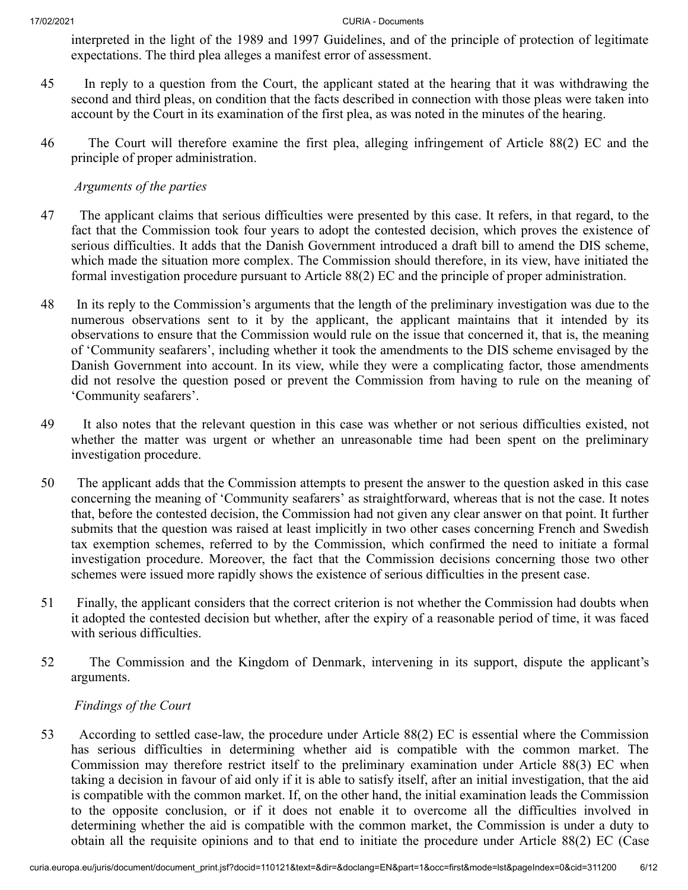interpreted in the light of the 1989 and 1997 Guidelines, and of the principle of protection of legitimate expectations. The third plea alleges a manifest error of assessment.

45 In reply to a question from the Court, the applicant stated at the hearing that it was withdrawing the second and third pleas, on condition that the facts described in connection with those pleas were taken into account by the Court in its examination of the first plea, as was noted in the minutes of the hearing.

46 The Court will therefore examine the first plea, alleging infringement of Article 88(2) EC and the principle of proper administration.

*Arguments of the parties*

47 The applicant claims that serious difficulties were presented by this case. It refers, in that regard, to the fact that the Commission took four years to adopt the contested decision, which proves the existence of serious difficulties. It adds that the Danish Government introduced a draft bill to amend the DIS scheme, which made the situation more complex. The Commission should therefore, in its view, have initiated the formal investigation procedure pursuant to Article 88(2) EC and the principle of proper administration.

48 In its reply to the Commission's arguments that the length of the preliminary investigation was due to the numerous observations sent to it by the applicant, the applicant maintains that it intended by its observations to ensure that the Commission would rule on the issue that concerned it, that is, the meaning of 'Community seafarers', including whether it took the amendments to the DIS scheme envisaged by the Danish Government into account. In its view, while they were a complicating factor, those amendments did not resolve the question posed or prevent the Commission from having to rule on the meaning of 'Community seafarers'.

49 It also notes that the relevant question in this case was whether or not serious difficulties existed, not whether the matter was urgent or whether an unreasonable time had been spent on the preliminary investigation procedure.

50 The applicant adds that the Commission attempts to present the answer to the question asked in this case concerning the meaning of 'Community seafarers' as straightforward, whereas that is not the case. It notes that, before the contested decision, the Commission had not given any clear answer on that point. It further submits that the question was raised at least implicitly in two other cases concerning French and Swedish tax exemption schemes, referred to by the Commission, which confirmed the need to initiate a formal investigation procedure. Moreover, the fact that the Commission decisions concerning those two other schemes were issued more rapidly shows the existence of serious difficulties in the present case.

51 Finally, the applicant considers that the correct criterion is not whether the Commission had doubts when it adopted the contested decision but whether, after the expiry of a reasonable period of time, it was faced with serious difficulties.

52 The Commission and the Kingdom of Denmark, intervening in its support, dispute the applicant's arguments.

*Findings of the Court*

53 According to settled case-law, the procedure under Article 88(2) EC is essential where the Commission has serious difficulties in determining whether aid is compatible with the common market. The Commission may therefore restrict itself to the preliminary examination under Article 88(3) EC when taking a decision in favour of aid only if it is able to satisfy itself, after an initial investigation, that the aid is compatible with the common market. If, on the other hand, the initial examination leads the Commission to the opposite conclusion, or if it does not enable it to overcome all the difficulties involved in determining whether the aid is compatible with the common market, the Commission is under a duty to obtain all the requisite opinions and to that end to initiate the procedure under Article 88(2) EC (Case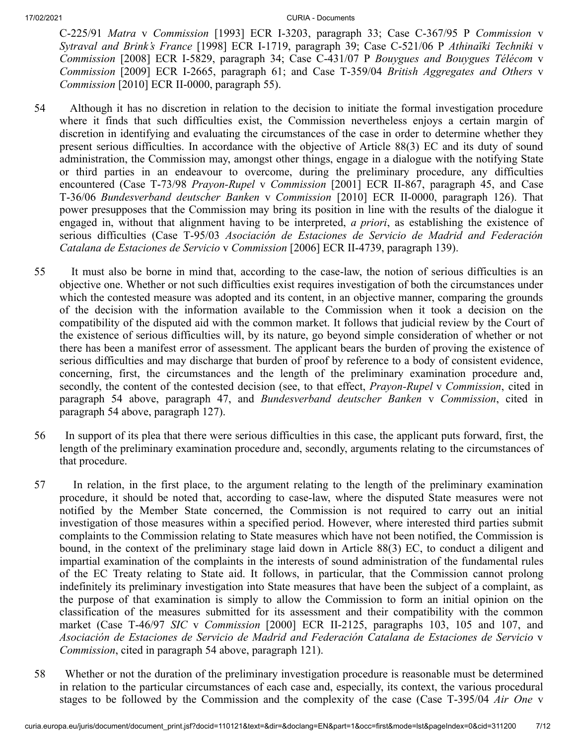C-225/91 *Matra* v *Commission* [1993] ECR I-3203, paragraph 33; Case C-367/95 P *Commission* v *Sytraval and Brink's France* [1998] ECR I-1719, paragraph 39; Case C-521/06 P *Athinaïki Techniki* v *Commission* [2008] ECR I-5829, paragraph 34; Case C-431/07 P *Bouygues and Bouygues Télécom* v *Commission* [2009] ECR I-2665, paragraph 61; and Case T-359/04 *British Aggregates and Others* v *Commission* [2010] ECR II-0000, paragraph 55).

54 Although it has no discretion in relation to the decision to initiate the formal investigation procedure where it finds that such difficulties exist, the Commission nevertheless enjoys a certain margin of discretion in identifying and evaluating the circumstances of the case in order to determine whether they present serious difficulties. In accordance with the objective of Article 88(3) EC and its duty of sound administration, the Commission may, amongst other things, engage in a dialogue with the notifying State or third parties in an endeavour to overcome, during the preliminary procedure, any difficulties encountered (Case T-73/98 *Prayon-Rupel* v *Commission* [2001] ECR II-867, paragraph 45, and Case T-36/06 *Bundesverband deutscher Banken* v *Commission* [2010] ECR II-0000, paragraph 126). That power presupposes that the Commission may bring its position in line with the results of the dialogue it engaged in, without that alignment having to be interpreted, *a priori*, as establishing the existence of serious difficulties (Case T-95/03 *Asociación de Estaciones de Servicio de Madrid and Federación Catalana de Estaciones de Servicio* v *Commission* [2006] ECR II-4739, paragraph 139).

55 It must also be borne in mind that, according to the case-law, the notion of serious difficulties is an objective one. Whether or not such difficulties exist requires investigation of both the circumstances under which the contested measure was adopted and its content, in an objective manner, comparing the grounds of the decision with the information available to the Commission when it took a decision on the compatibility of the disputed aid with the common market. It follows that judicial review by the Court of the existence of serious difficulties will, by its nature, go beyond simple consideration of whether or not there has been a manifest error of assessment. The applicant bears the burden of proving the existence of serious difficulties and may discharge that burden of proof by reference to a body of consistent evidence, concerning, first, the circumstances and the length of the preliminary examination procedure and, secondly, the content of the contested decision (see, to that effect, *Prayon-Rupel* v *Commission*, cited in paragraph 54 above, paragraph 47, and *Bundesverband deutscher Banken* v *Commission*, cited in paragraph 54 above, paragraph 127).

56 In support of its plea that there were serious difficulties in this case, the applicant puts forward, first, the length of the preliminary examination procedure and, secondly, arguments relating to the circumstances of that procedure.

57 In relation, in the first place, to the argument relating to the length of the preliminary examination procedure, it should be noted that, according to case-law, where the disputed State measures were not notified by the Member State concerned, the Commission is not required to carry out an initial investigation of those measures within a specified period. However, where interested third parties submit complaints to the Commission relating to State measures which have not been notified, the Commission is bound, in the context of the preliminary stage laid down in Article 88(3) EC, to conduct a diligent and impartial examination of the complaints in the interests of sound administration of the fundamental rules of the EC Treaty relating to State aid. It follows, in particular, that the Commission cannot prolong indefinitely its preliminary investigation into State measures that have been the subject of a complaint, as the purpose of that examination is simply to allow the Commission to form an initial opinion on the classification of the measures submitted for its assessment and their compatibility with the common market (Case T-46/97 *SIC* v *Commission* [2000] ECR II-2125, paragraphs 103, 105 and 107, and *Asociación de Estaciones de Servicio de Madrid and Federación Catalana de Estaciones de Servicio* v *Commission*, cited in paragraph 54 above, paragraph 121).

58 Whether or not the duration of the preliminary investigation procedure is reasonable must be determined in relation to the particular circumstances of each case and, especially, its context, the various procedural stages to be followed by the Commission and the complexity of the case (Case T-395/04 *Air One* v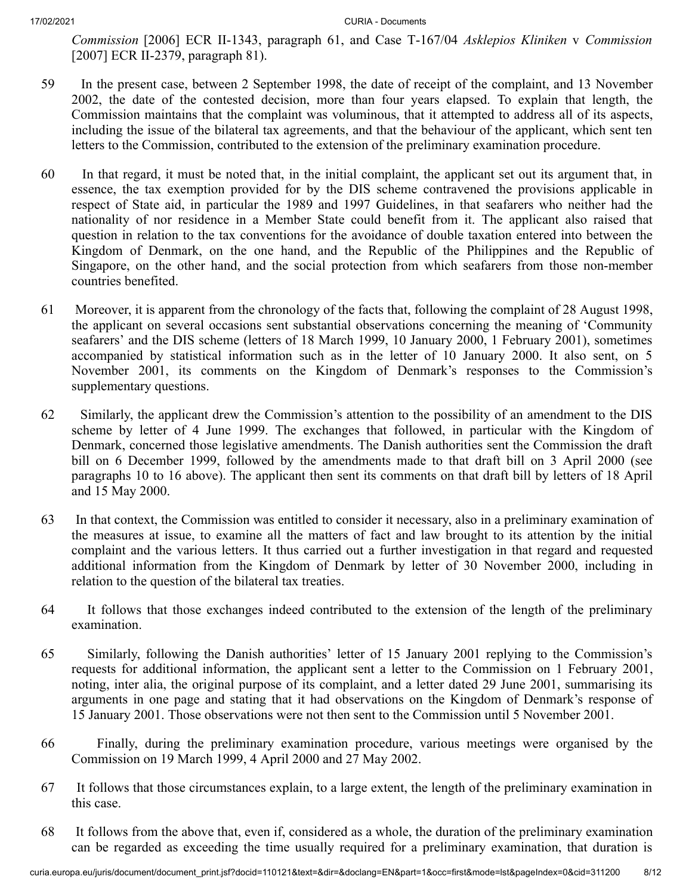*Commission* [2006] ECR II-1343, paragraph 61, and Case T-167/04 *Asklepios Kliniken* v *Commission* [2007] ECR II-2379, paragraph 81).

59 In the present case, between 2 September 1998, the date of receipt of the complaint, and 13 November 2002, the date of the contested decision, more than four years elapsed. To explain that length, the Commission maintains that the complaint was voluminous, that it attempted to address all of its aspects, including the issue of the bilateral tax agreements, and that the behaviour of the applicant, which sent ten letters to the Commission, contributed to the extension of the preliminary examination procedure.

60 In that regard, it must be noted that, in the initial complaint, the applicant set out its argument that, in essence, the tax exemption provided for by the DIS scheme contravened the provisions applicable in respect of State aid, in particular the 1989 and 1997 Guidelines, in that seafarers who neither had the nationality of nor residence in a Member State could benefit from it. The applicant also raised that question in relation to the tax conventions for the avoidance of double taxation entered into between the Kingdom of Denmark, on the one hand, and the Republic of the Philippines and the Republic of Singapore, on the other hand, and the social protection from which seafarers from those non-member countries benefited.

61 Moreover, it is apparent from the chronology of the facts that, following the complaint of 28 August 1998, the applicant on several occasions sent substantial observations concerning the meaning of 'Community seafarers' and the DIS scheme (letters of 18 March 1999, 10 January 2000, 1 February 2001), sometimes accompanied by statistical information such as in the letter of 10 January 2000. It also sent, on 5 November 2001, its comments on the Kingdom of Denmark's responses to the Commission's supplementary questions.

62 Similarly, the applicant drew the Commission's attention to the possibility of an amendment to the DIS scheme by letter of 4 June 1999. The exchanges that followed, in particular with the Kingdom of Denmark, concerned those legislative amendments. The Danish authorities sent the Commission the draft bill on 6 December 1999, followed by the amendments made to that draft bill on 3 April 2000 (see paragraphs 10 to 16 above). The applicant then sent its comments on that draft bill by letters of 18 April and 15 May 2000.

63 In that context, the Commission was entitled to consider it necessary, also in a preliminary examination of the measures at issue, to examine all the matters of fact and law brought to its attention by the initial complaint and the various letters. It thus carried out a further investigation in that regard and requested additional information from the Kingdom of Denmark by letter of 30 November 2000, including in relation to the question of the bilateral tax treaties.

64 It follows that those exchanges indeed contributed to the extension of the length of the preliminary examination.

65 Similarly, following the Danish authorities' letter of 15 January 2001 replying to the Commission's requests for additional information, the applicant sent a letter to the Commission on 1 February 2001, noting, inter alia, the original purpose of its complaint, and a letter dated 29 June 2001, summarising its arguments in one page and stating that it had observations on the Kingdom of Denmark's response of 15 January 2001. Those observations were not then sent to the Commission until 5 November 2001.

66 Finally, during the preliminary examination procedure, various meetings were organised by the Commission on 19 March 1999, 4 April 2000 and 27 May 2002.

67 It follows that those circumstances explain, to a large extent, the length of the preliminary examination in this case.

68 It follows from the above that, even if, considered as a whole, the duration of the preliminary examination can be regarded as exceeding the time usually required for a preliminary examination, that duration is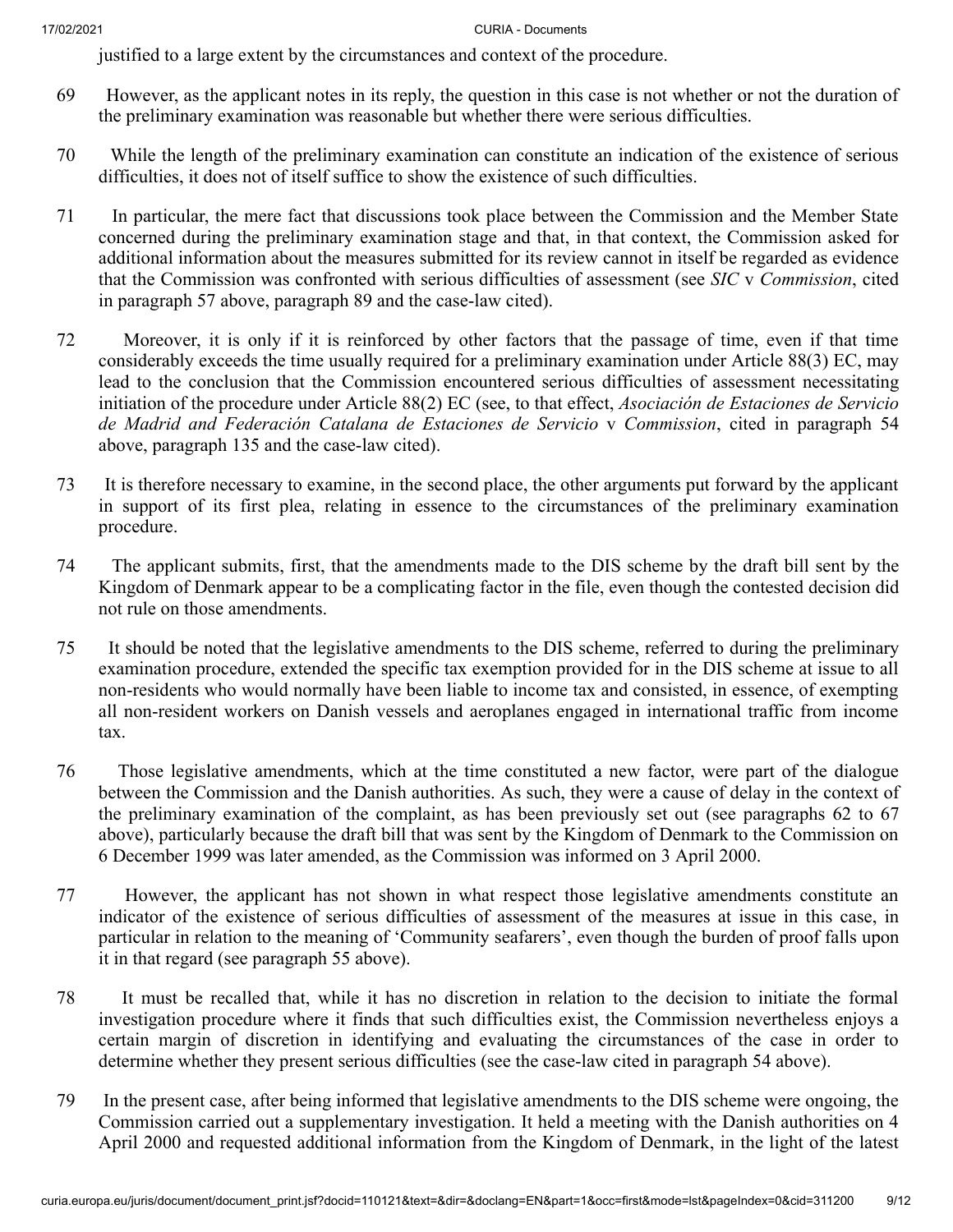justified to a large extent by the circumstances and context of the procedure.

69 However, as the applicant notes in its reply, the question in this case is not whether or not the duration of the preliminary examination was reasonable but whether there were serious difficulties.

70 While the length of the preliminary examination can constitute an indication of the existence of serious difficulties, it does not of itself suffice to show the existence of such difficulties.

71 In particular, the mere fact that discussions took place between the Commission and the Member State concerned during the preliminary examination stage and that, in that context, the Commission asked for additional information about the measures submitted for its review cannot in itself be regarded as evidence that the Commission was confronted with serious difficulties of assessment (see *SIC* v *Commission*, cited in paragraph 57 above, paragraph 89 and the case-law cited).

72 Moreover, it is only if it is reinforced by other factors that the passage of time, even if that time considerably exceeds the time usually required for a preliminary examination under Article 88(3) EC, may lead to the conclusion that the Commission encountered serious difficulties of assessment necessitating initiation of the procedure under Article 88(2) EC (see, to that effect, *Asociación de Estaciones de Servicio de Madrid and Federación Catalana de Estaciones de Servicio* v *Commission*, cited in paragraph 54 above, paragraph 135 and the case-law cited).

73 It is therefore necessary to examine, in the second place, the other arguments put forward by the applicant in support of its first plea, relating in essence to the circumstances of the preliminary examination procedure.

74 The applicant submits, first, that the amendments made to the DIS scheme by the draft bill sent by the Kingdom of Denmark appear to be a complicating factor in the file, even though the contested decision did not rule on those amendments.

75 It should be noted that the legislative amendments to the DIS scheme, referred to during the preliminary examination procedure, extended the specific tax exemption provided for in the DIS scheme at issue to all non-residents who would normally have been liable to income tax and consisted, in essence, of exempting all non-resident workers on Danish vessels and aeroplanes engaged in international traffic from income tax.

76 Those legislative amendments, which at the time constituted a new factor, were part of the dialogue between the Commission and the Danish authorities. As such, they were a cause of delay in the context of the preliminary examination of the complaint, as has been previously set out (see paragraphs 62 to 67 above), particularly because the draft bill that was sent by the Kingdom of Denmark to the Commission on 6 December 1999 was later amended, as the Commission was informed on 3 April 2000.

77 However, the applicant has not shown in what respect those legislative amendments constitute an indicator of the existence of serious difficulties of assessment of the measures at issue in this case, in particular in relation to the meaning of 'Community seafarers', even though the burden of proof falls upon it in that regard (see paragraph 55 above).

78 It must be recalled that, while it has no discretion in relation to the decision to initiate the formal investigation procedure where it finds that such difficulties exist, the Commission nevertheless enjoys a certain margin of discretion in identifying and evaluating the circumstances of the case in order to determine whether they present serious difficulties (see the case-law cited in paragraph 54 above).

79 In the present case, after being informed that legislative amendments to the DIS scheme were ongoing, the Commission carried out a supplementary investigation. It held a meeting with the Danish authorities on 4 April 2000 and requested additional information from the Kingdom of Denmark, in the light of the latest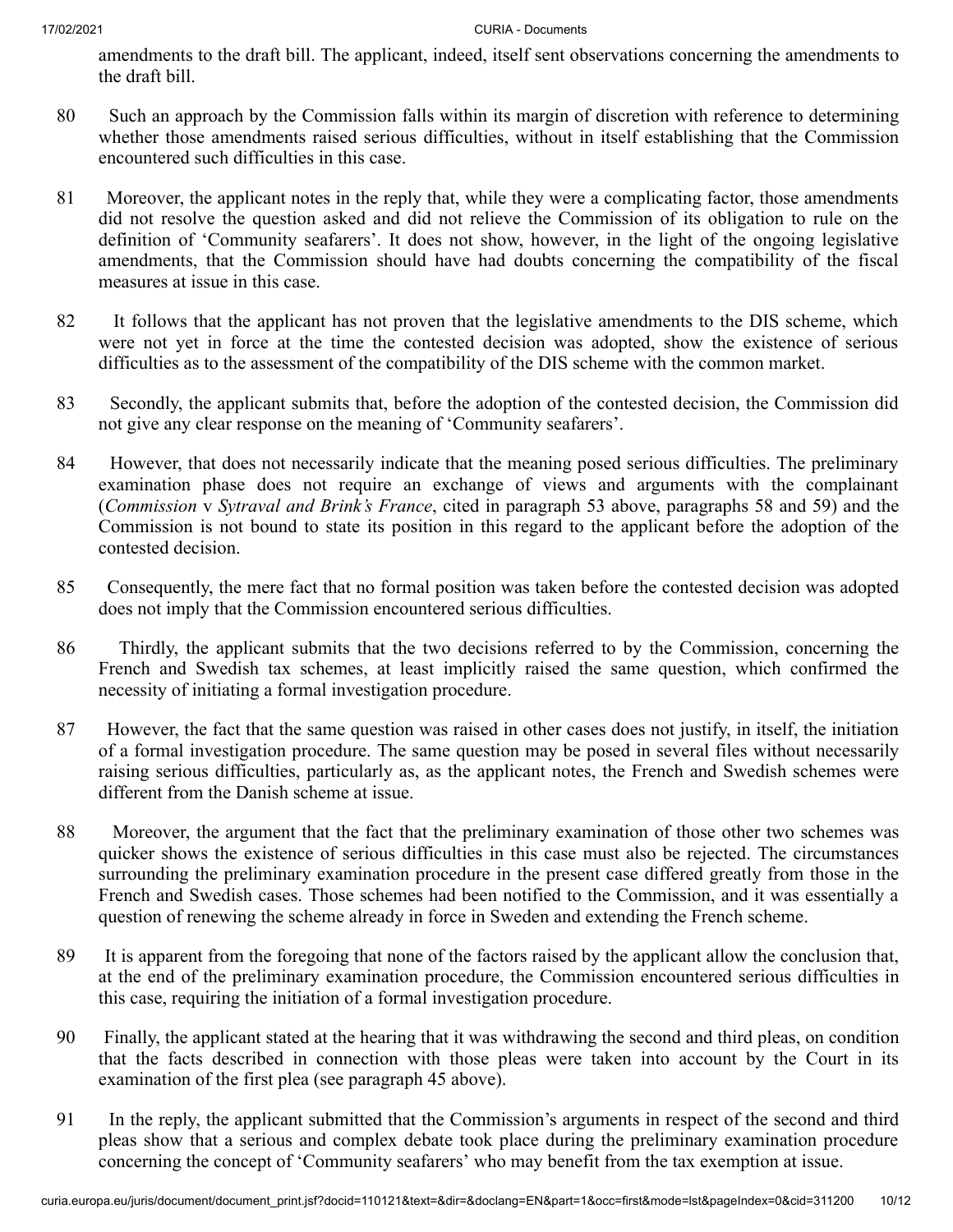amendments to the draft bill. The applicant, indeed, itself sent observations concerning the amendments to the draft bill.

80 Such an approach by the Commission falls within its margin of discretion with reference to determining whether those amendments raised serious difficulties, without in itself establishing that the Commission encountered such difficulties in this case.

81 Moreover, the applicant notes in the reply that, while they were a complicating factor, those amendments did not resolve the question asked and did not relieve the Commission of its obligation to rule on the definition of 'Community seafarers'. It does not show, however, in the light of the ongoing legislative amendments, that the Commission should have had doubts concerning the compatibility of the fiscal measures at issue in this case.

82 It follows that the applicant has not proven that the legislative amendments to the DIS scheme, which were not yet in force at the time the contested decision was adopted, show the existence of serious difficulties as to the assessment of the compatibility of the DIS scheme with the common market.

83 Secondly, the applicant submits that, before the adoption of the contested decision, the Commission did not give any clear response on the meaning of 'Community seafarers'.

84 However, that does not necessarily indicate that the meaning posed serious difficulties. The preliminary examination phase does not require an exchange of views and arguments with the complainant (*Commission* v *Sytraval and Brink's France*, cited in paragraph 53 above, paragraphs 58 and 59) and the Commission is not bound to state its position in this regard to the applicant before the adoption of the contested decision.

85 Consequently, the mere fact that no formal position was taken before the contested decision was adopted does not imply that the Commission encountered serious difficulties.

86 Thirdly, the applicant submits that the two decisions referred to by the Commission, concerning the French and Swedish tax schemes, at least implicitly raised the same question, which confirmed the necessity of initiating a formal investigation procedure.

87 However, the fact that the same question was raised in other cases does not justify, in itself, the initiation of a formal investigation procedure. The same question may be posed in several files without necessarily raising serious difficulties, particularly as, as the applicant notes, the French and Swedish schemes were different from the Danish scheme at issue.

88 Moreover, the argument that the fact that the preliminary examination of those other two schemes was quicker shows the existence of serious difficulties in this case must also be rejected. The circumstances surrounding the preliminary examination procedure in the present case differed greatly from those in the French and Swedish cases. Those schemes had been notified to the Commission, and it was essentially a question of renewing the scheme already in force in Sweden and extending the French scheme.

89 It is apparent from the foregoing that none of the factors raised by the applicant allow the conclusion that, at the end of the preliminary examination procedure, the Commission encountered serious difficulties in this case, requiring the initiation of a formal investigation procedure.

90 Finally, the applicant stated at the hearing that it was withdrawing the second and third pleas, on condition that the facts described in connection with those pleas were taken into account by the Court in its examination of the first plea (see paragraph 45 above).

91 In the reply, the applicant submitted that the Commission's arguments in respect of the second and third pleas show that a serious and complex debate took place during the preliminary examination procedure concerning the concept of 'Community seafarers' who may benefit from the tax exemption at issue.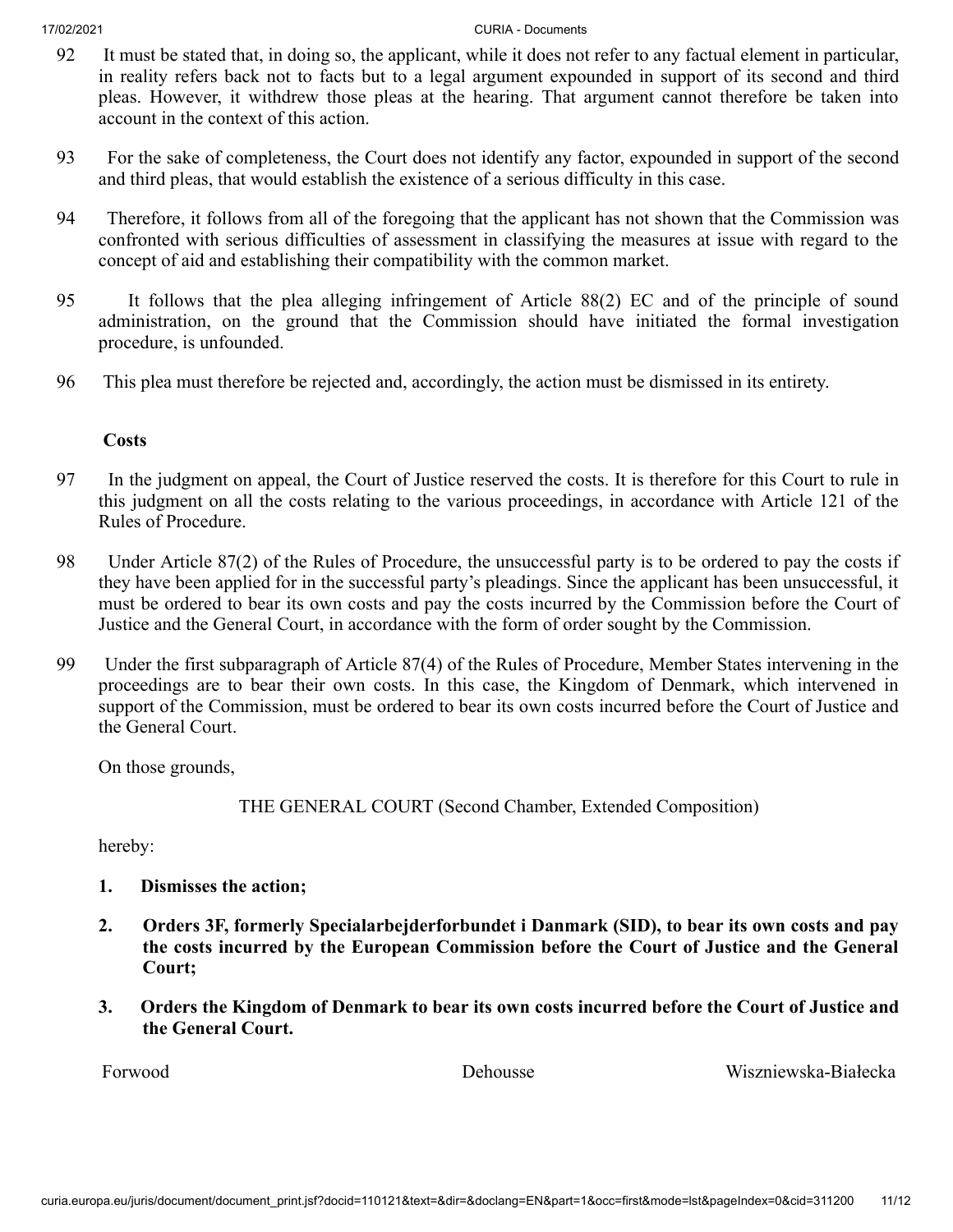92 It must be stated that, in doing so, the applicant, while it does not refer to any factual element in particular, in reality refers back not to facts but to a legal argument expounded in support of its second and third pleas. However, it withdrew those pleas at the hearing. That argument cannot therefore be taken into account in the context of this action.

93 For the sake of completeness, the Court does not identify any factor, expounded in support of the second and third pleas, that would establish the existence of a serious difficulty in this case.

94 Therefore, it follows from all of the foregoing that the applicant has not shown that the Commission was confronted with serious difficulties of assessment in classifying the measures at issue with regard to the concept of aid and establishing their compatibility with the common market.

95 It follows that the plea alleging infringement of Article 88(2) EC and of the principle of sound administration, on the ground that the Commission should have initiated the formal investigation procedure, is unfounded.

96 This plea must therefore be rejected and, accordingly, the action must be dismissed in its entirety.

**Costs**

97 In the judgment on appeal, the Court of Justice reserved the costs. It is therefore for this Court to rule in this judgment on all the costs relating to the various proceedings, in accordance with Article 121 of the Rules of Procedure.

98 Under Article 87(2) of the Rules of Procedure, the unsuccessful party is to be ordered to pay the costs if they have been applied for in the successful party's pleadings. Since the applicant has been unsuccessful, it must be ordered to bear its own costs and pay the costs incurred by the Commission before the Court of Justice and the General Court, in accordance with the form of order sought by the Commission.

99 Under the first subparagraph of Article 87(4) of the Rules of Procedure, Member States intervening in the proceedings are to bear their own costs. In this case, the Kingdom of Denmark, which intervened in support of the Commission, must be ordered to bear its own costs incurred before the Court of Justice and the General Court.

On those grounds,

THE GENERAL COURT (Second Chamber, Extended Composition)

hereby:

**1. Dismisses the action;**

**2. Orders 3F, formerly Specialarbejderforbundet i Danmark (SID), to bear its own costs and pay the costs incurred by the European Commission before the Court of Justice and the General Court;**

**3. Orders the Kingdom of Denmark to bear its own costs incurred before the Court of Justice and the General Court.**

Forwood Dehousse Wiszniewska-Białecka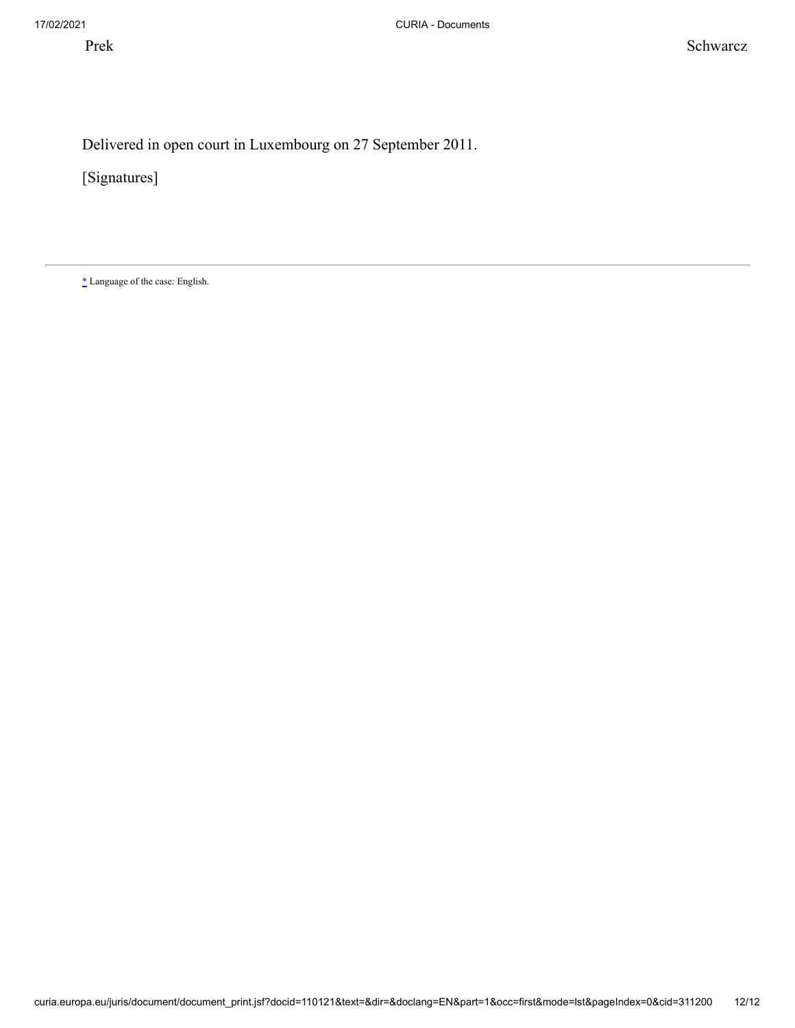| | |
|---|---|
| Prek | Schwarcz |

Delivered in open court in Luxembourg on 27 September 2011.

[Signatures]

---

* Language of the case: English.